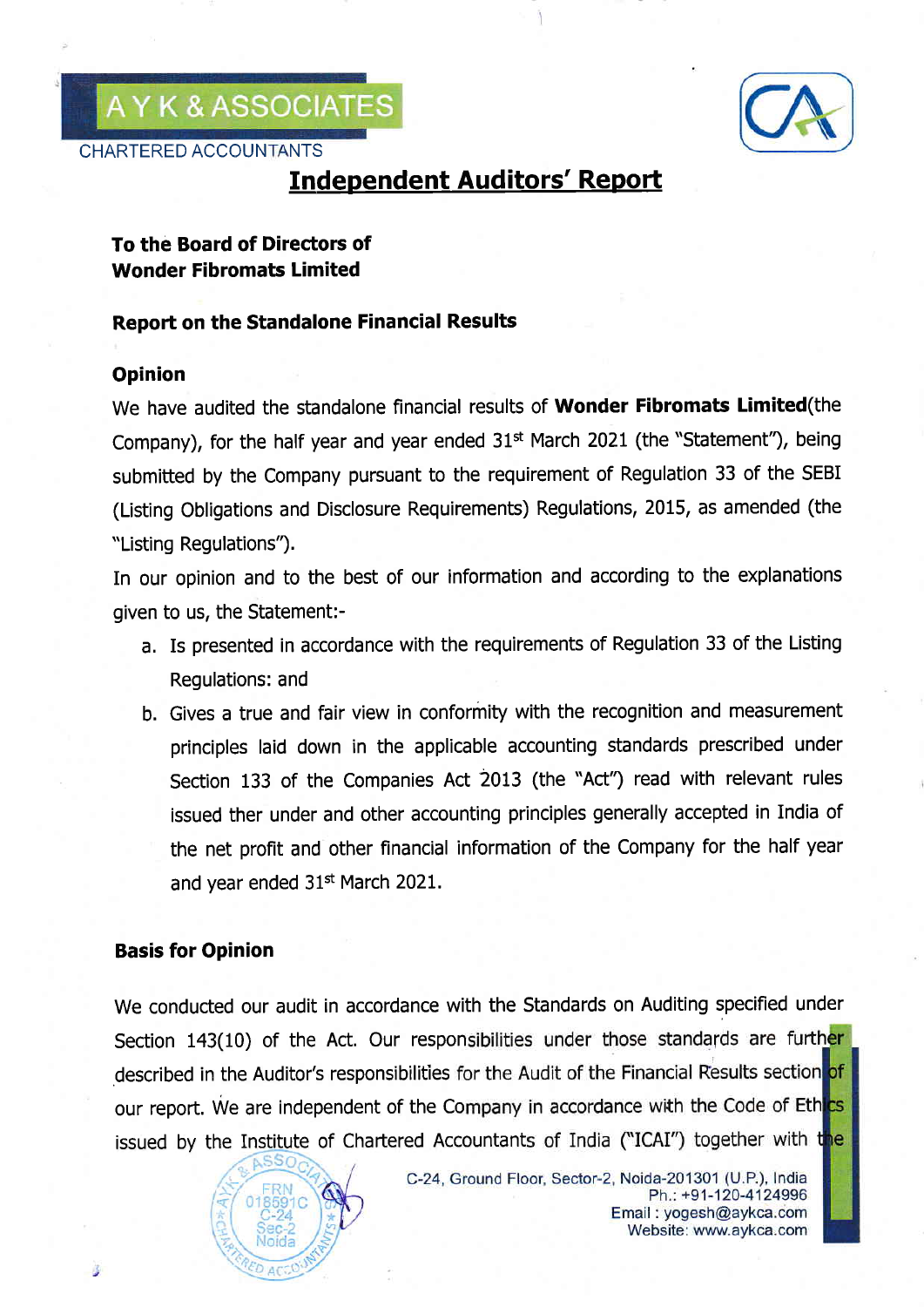**A Y K & ASSOCIATES**

CHARTERED ACCOUNTANTS

# Independent Auditors' Report

**To the Board of Directors of**
**Wonder Fibromats Limited**

## Report on the Standalone Financial Results

### Opinion

We have audited the standalone financial results of **Wonder Fibromats Limited**(the Company), for the half year and year ended 31st March 2021 (the "Statement"), being submitted by the Company pursuant to the requirement of Regulation 33 of the SEBI (Listing Obligations and Disclosure Requirements) Regulations, 2015, as amended (the "Listing Regulations").

In our opinion and to the best of our information and according to the explanations given to us, the Statement:-

a. Is presented in accordance with the requirements of Regulation 33 of the Listing Regulations: and

b. Gives a true and fair view in conformity with the recognition and measurement principles laid down in the applicable accounting standards prescribed under Section 133 of the Companies Act 2013 (the "Act") read with relevant rules issued ther under and other accounting principles generally accepted in India of the net profit and other financial information of the Company for the half year and year ended 31st March 2021.

### Basis for Opinion

We conducted our audit in accordance with the Standards on Auditing specified under Section 143(10) of the Act. Our responsibilities under those standards are further described in the Auditor's responsibilities for the Audit of the Financial Results section of our report. We are independent of the Company in accordance with the Code of Ethics issued by the Institute of Chartered Accountants of India ("ICAI") together with the

C-24, Ground Floor, Sector-2, Noida-201301 (U.P.), India
Ph.: +91-120-4124996
Email : yogesh@aykca.com
Website: www.aykca.com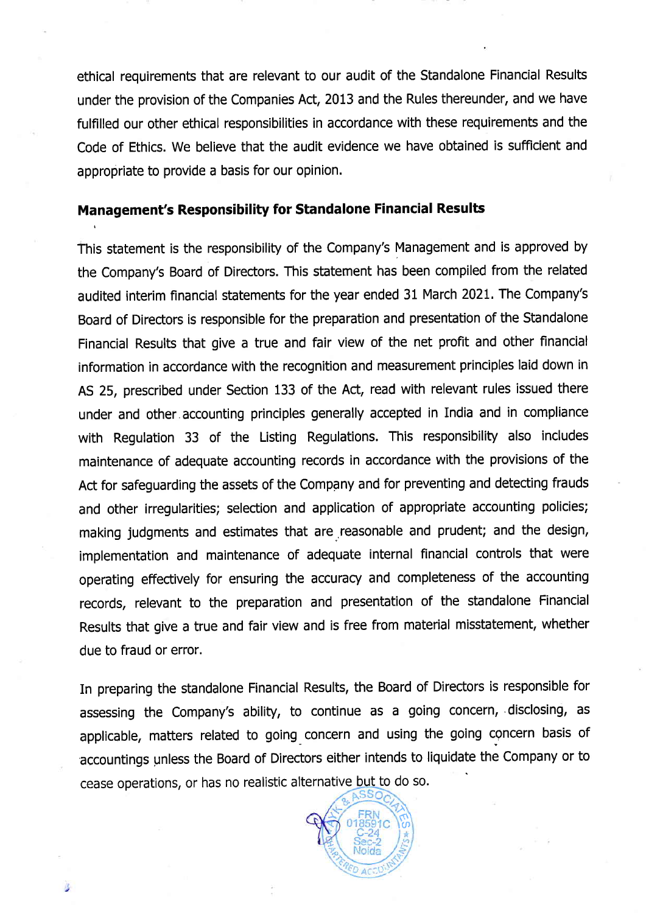ethical requirements that are relevant to our audit of the Standalone Financial Results under the provision of the Companies Act, 2013 and the Rules thereunder, and we have fulfilled our other ethical responsibilities in accordance with these requirements and the Code of Ethics. We believe that the audit evidence we have obtained is sufficient and appropriate to provide a basis for our opinion.

## Management's Responsibility for Standalone Financial Results

This statement is the responsibility of the Company's Management and is approved by the Company's Board of Directors. This statement has been compiled from the related audited interim financial statements for the year ended 31 March 2021. The Company's Board of Directors is responsible for the preparation and presentation of the Standalone Financial Results that give a true and fair view of the net profit and other financial information in accordance with the recognition and measurement principles laid down in AS 25, prescribed under Section 133 of the Act, read with relevant rules issued there under and other accounting principles generally accepted in India and in compliance with Regulation 33 of the Listing Regulations. This responsibility also includes maintenance of adequate accounting records in accordance with the provisions of the Act for safeguarding the assets of the Company and for preventing and detecting frauds and other irregularities; selection and application of appropriate accounting policies; making judgments and estimates that are reasonable and prudent; and the design, implementation and maintenance of adequate internal financial controls that were operating effectively for ensuring the accuracy and completeness of the accounting records, relevant to the preparation and presentation of the standalone Financial Results that give a true and fair view and is free from material misstatement, whether due to fraud or error.

In preparing the standalone Financial Results, the Board of Directors is responsible for assessing the Company's ability, to continue as a going concern, disclosing, as applicable, matters related to going concern and using the going concern basis of accountings unless the Board of Directors either intends to liquidate the Company or to cease operations, or has no realistic alternative but to do so.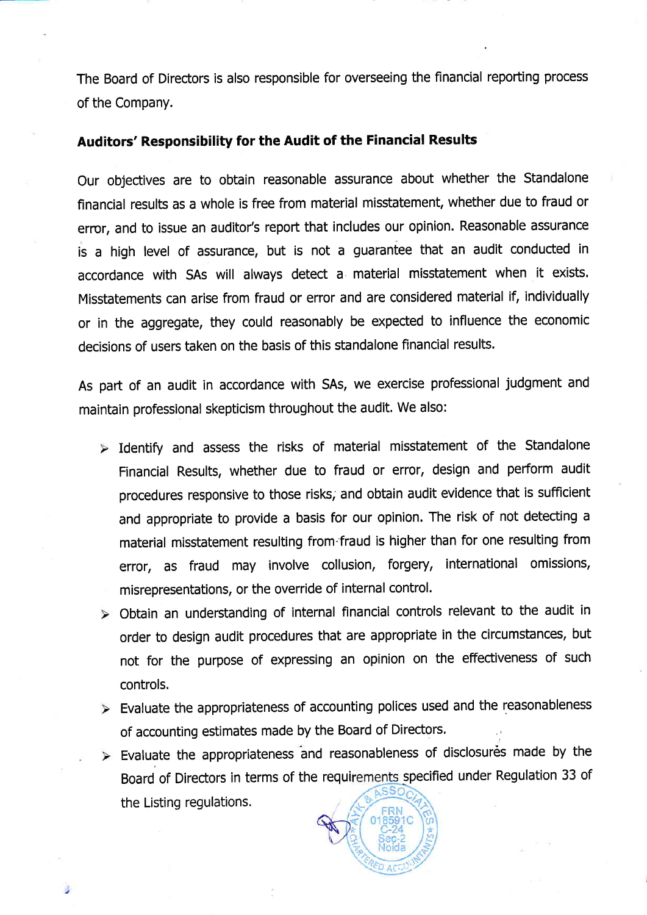The Board of Directors is also responsible for overseeing the financial reporting process of the Company.

**Auditors' Responsibility for the Audit of the Financial Results**

Our objectives are to obtain reasonable assurance about whether the Standalone financial results as a whole is free from material misstatement, whether due to fraud or error, and to issue an auditor's report that includes our opinion. Reasonable assurance is a high level of assurance, but is not a guarantee that an audit conducted in accordance with SAs will always detect a material misstatement when it exists. Misstatements can arise from fraud or error and are considered material if, individually or in the aggregate, they could reasonably be expected to influence the economic decisions of users taken on the basis of this standalone financial results.

As part of an audit in accordance with SAs, we exercise professional judgment and maintain professional skepticism throughout the audit. We also:

- Identify and assess the risks of material misstatement of the Standalone Financial Results, whether due to fraud or error, design and perform audit procedures responsive to those risks, and obtain audit evidence that is sufficient and appropriate to provide a basis for our opinion. The risk of not detecting a material misstatement resulting from fraud is higher than for one resulting from error, as fraud may involve collusion, forgery, international omissions, misrepresentations, or the override of internal control.
- Obtain an understanding of internal financial controls relevant to the audit in order to design audit procedures that are appropriate in the circumstances, but not for the purpose of expressing an opinion on the effectiveness of such controls.
- Evaluate the appropriateness of accounting polices used and the reasonableness of accounting estimates made by the Board of Directors.
- Evaluate the appropriateness and reasonableness of disclosures made by the Board of Directors in terms of the requirements specified under Regulation 33 of the Listing regulations.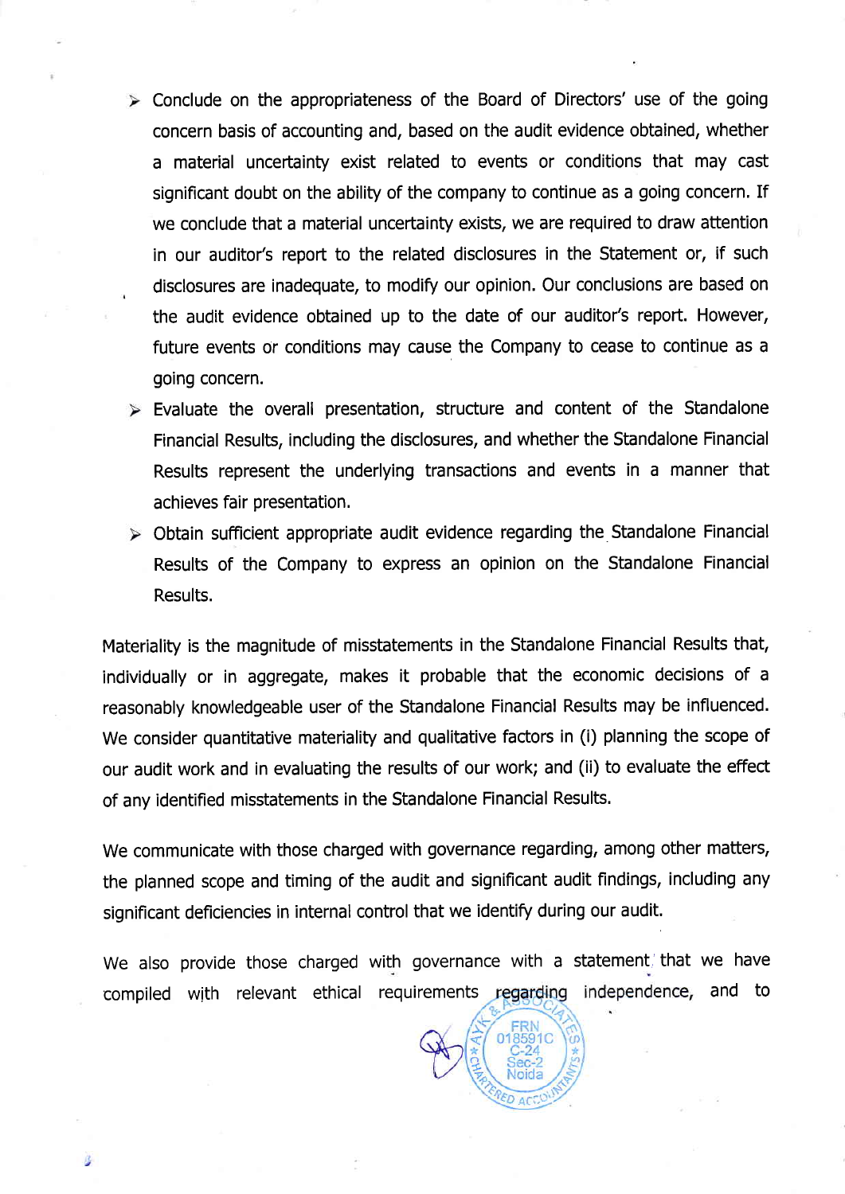- Conclude on the appropriateness of the Board of Directors' use of the going concern basis of accounting and, based on the audit evidence obtained, whether a material uncertainty exist related to events or conditions that may cast significant doubt on the ability of the company to continue as a going concern. If we conclude that a material uncertainty exists, we are required to draw attention in our auditor's report to the related disclosures in the Statement or, if such disclosures are inadequate, to modify our opinion. Our conclusions are based on the audit evidence obtained up to the date of our auditor's report. However, future events or conditions may cause the Company to cease to continue as a going concern.
- Evaluate the overall presentation, structure and content of the Standalone Financial Results, including the disclosures, and whether the Standalone Financial Results represent the underlying transactions and events in a manner that achieves fair presentation.
- Obtain sufficient appropriate audit evidence regarding the Standalone Financial Results of the Company to express an opinion on the Standalone Financial Results.

Materiality is the magnitude of misstatements in the Standalone Financial Results that, individually or in aggregate, makes it probable that the economic decisions of a reasonably knowledgeable user of the Standalone Financial Results may be influenced. We consider quantitative materiality and qualitative factors in (i) planning the scope of our audit work and in evaluating the results of our work; and (ii) to evaluate the effect of any identified misstatements in the Standalone Financial Results.

We communicate with those charged with governance regarding, among other matters, the planned scope and timing of the audit and significant audit findings, including any significant deficiencies in internal control that we identify during our audit.

We also provide those charged with governance with a statement that we have compiled with relevant ethical requirements regarding independence, and to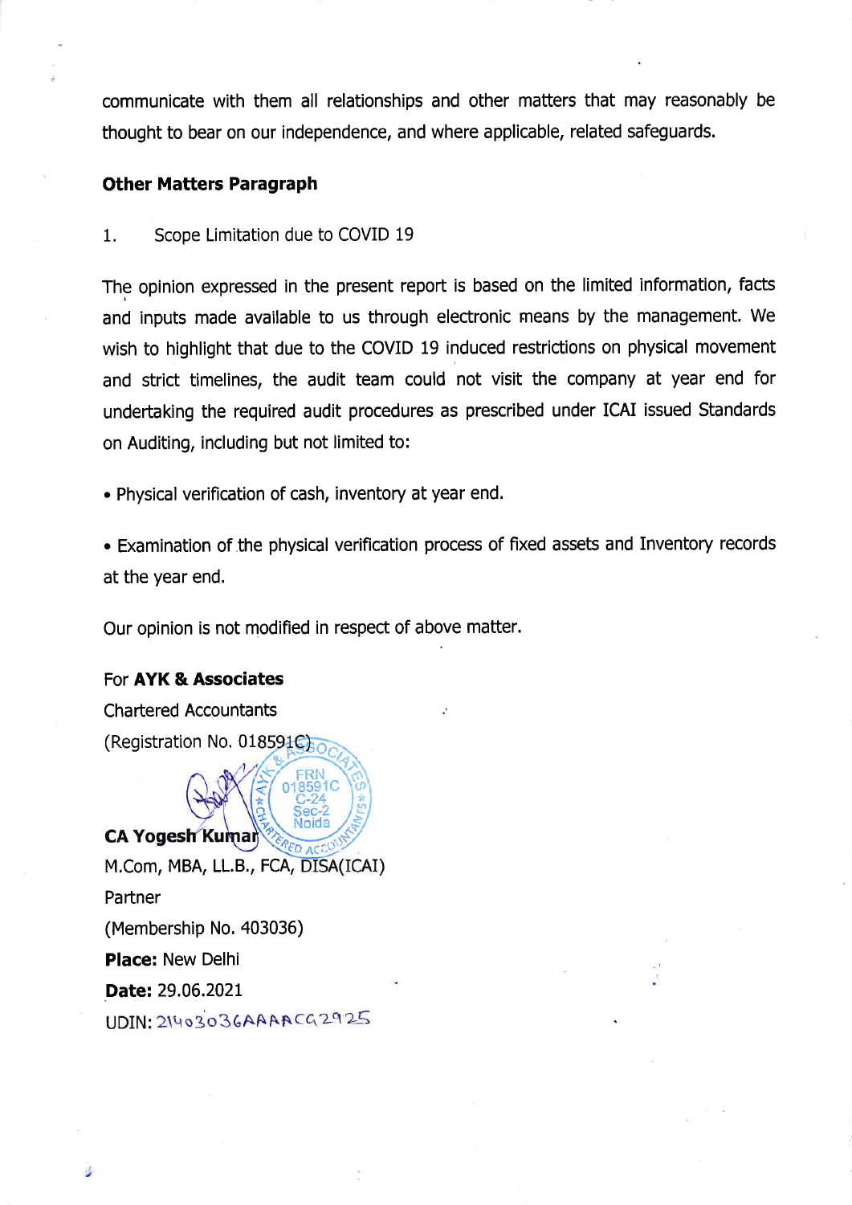communicate with them all relationships and other matters that may reasonably be thought to bear on our independence, and where applicable, related safeguards.

**Other Matters Paragraph**

1. Scope Limitation due to COVID 19

The opinion expressed in the present report is based on the limited information, facts and inputs made available to us through electronic means by the management. We wish to highlight that due to the COVID 19 induced restrictions on physical movement and strict timelines, the audit team could not visit the company at year end for undertaking the required audit procedures as prescribed under ICAI issued Standards on Auditing, including but not limited to:

- Physical verification of cash, inventory at year end.

- Examination of the physical verification process of fixed assets and Inventory records at the year end.

Our opinion is not modified in respect of above matter.

For **AYK & Associates**
Chartered Accountants
(Registration No. 018591C)

**CA Yogesh Kumar**
M.Com, MBA, LL.B., FCA, DISA(ICAI)
Partner
(Membership No. 403036)
**Place:** New Delhi
**Date:** 29.06.2021
UDIN: 21403036AAAACG2925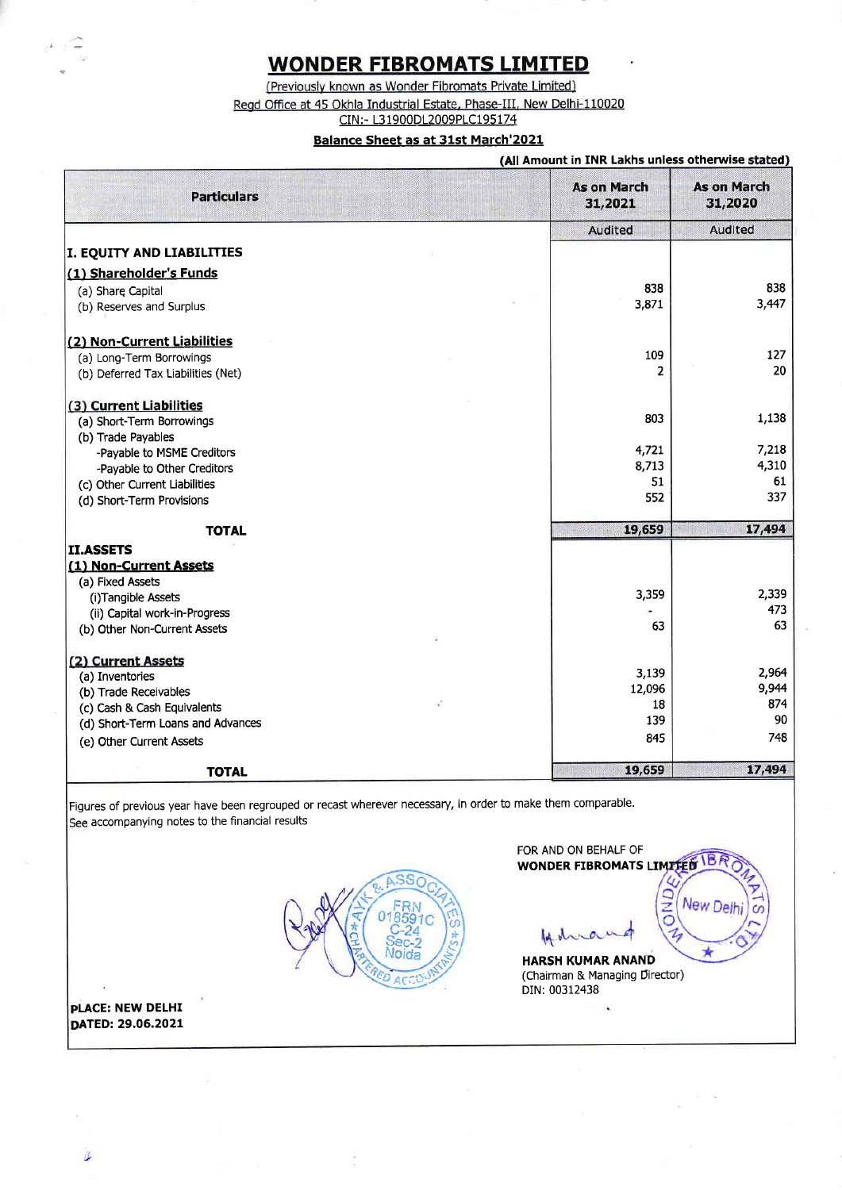# WONDER FIBROMATS LIMITED

(Previously known as Wonder Fibromats Private Limited)

Regd Office at 45 Okhla Industrial Estate, Phase-III, New Delhi-110020

CIN:- L31900DL2009PLC195174

## Balance Sheet as at 31st March'2021

**(All Amount in INR Lakhs unless otherwise stated)**

| Particulars | As on March 31,2021 | As on March 31,2020 |
|---|---|---|
| | Audited | Audited |
| **I. EQUITY AND LIABILITIES** | | |
| **(1) Shareholder's Funds** | | |
| (a) Share Capital | 838 | 838 |
| (b) Reserves and Surplus | 3,871 | 3,447 |
| **(2) Non-Current Liabilities** | | |
| (a) Long-Term Borrowings | 109 | 127 |
| (b) Deferred Tax Liabilities (Net) | 2 | 20 |
| **(3) Current Liabilities** | | |
| (a) Short-Term Borrowings | 803 | 1,138 |
| (b) Trade Payables | | |
| -Payable to MSME Creditors | 4,721 | 7,218 |
| -Payable to Other Creditors | 8,713 | 4,310 |
| (c) Other Current Liabilities | 51 | 61 |
| (d) Short-Term Provisions | 552 | 337 |
| **TOTAL** | **19,659** | **17,494** |
| **II.ASSETS** | | |
| **(1) Non-Current Assets** | | |
| (a) Fixed Assets | | |
| (i)Tangible Assets | 3,359 | 2,339 |
| (ii) Capital work-in-Progress | - | 473 |
| (b) Other Non-Current Assets | 63 | 63 |
| **(2) Current Assets** | | |
| (a) Inventories | 3,139 | 2,964 |
| (b) Trade Receivables | 12,096 | 9,944 |
| (c) Cash & Cash Equivalents | 18 | 874 |
| (d) Short-Term Loans and Advances | 139 | 90 |
| (e) Other Current Assets | 845 | 748 |
| **TOTAL** | **19,659** | **17,494** |

Figures of previous year have been regrouped or recast wherever necessary, in order to make them comparable.

See accompanying notes to the financial results

FOR AND ON BEHALF OF
**WONDER FIBROMATS LIMITED**

**HARSH KUMAR ANAND**
(Chairman & Managing Director)
DIN: 00312438

**PLACE: NEW DELHI**
**DATED: 29.06.2021**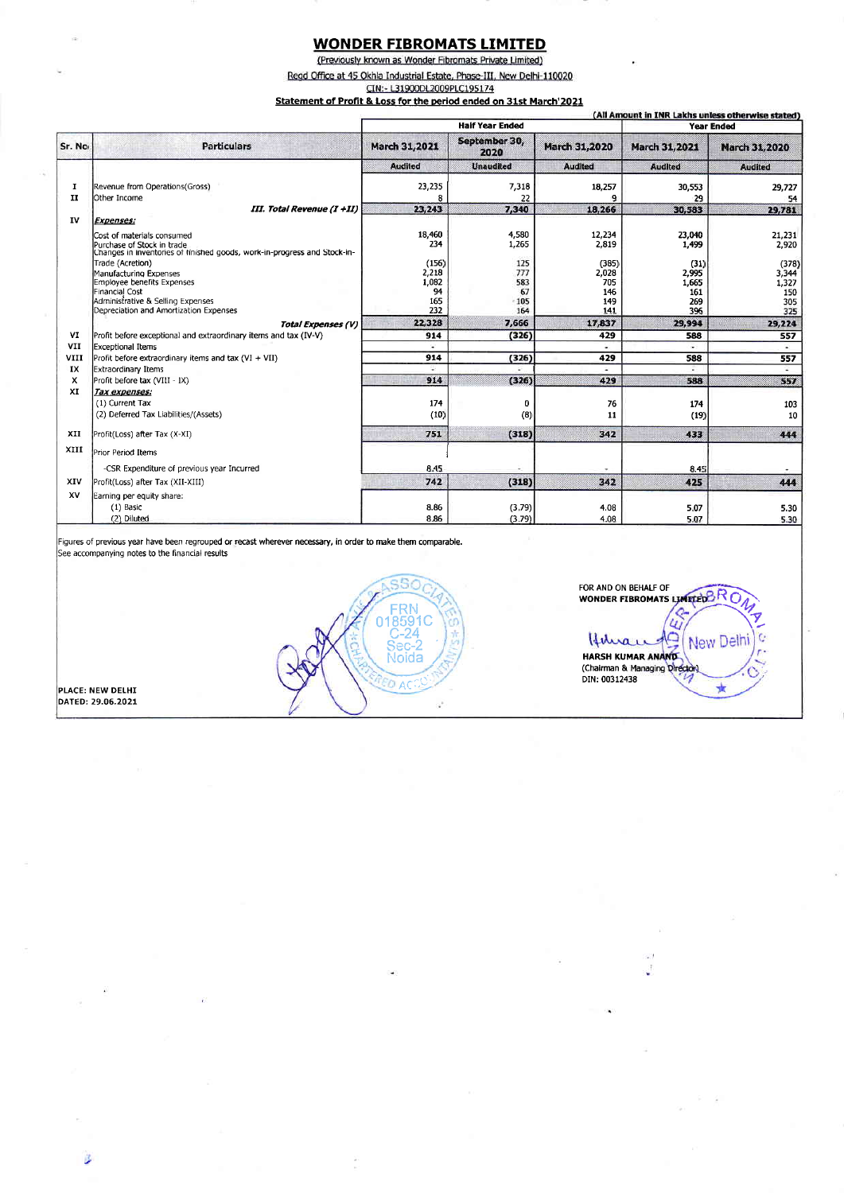# WONDER FIBROMATS LIMITED

(Previously known as Wonder Fibromats Private Limited)

Regd Office at 45 Okhla Industrial Estate, Phase-III, New Delhi-110020

CIN:- L31900DL2009PLC195174

**Statement of Profit & Loss for the period ended on 31st March'2021**

(All Amount in INR Lakhs unless otherwise stated)

| Sr. No | Particulars | Half Year Ended | | | Year Ended | |
|---|---|---|---|---|---|---|
| | | March 31,2021 | September 30, 2020 | March 31,2020 | March 31,2021 | March 31,2020 |
| | | Audited | Unaudited | Audited | Audited | Audited |
| I | Revenue from Operations(Gross) | 23,235 | 7,318 | 18,257 | 30,553 | 29,727 |
| II | Other Income | 8 | 22 | 9 | 29 | 54 |
| | *III. Total Revenue (I +II)* | 23,243 | 7,340 | 18,266 | 30,583 | 29,781 |
| IV | ***Expenses:*** | | | | | |
| | Cost of materials consumed | 18,460 | 4,580 | 12,234 | 23,040 | 21,231 |
| | Purchase of Stock in trade | 234 | 1,265 | 2,819 | 1,499 | 2,920 |
| | Changes in inventories of finished goods, work-in-progress and Stock-in-Trade (Acretion) | (156) | 125 | (385) | (31) | (378) |
| | Manufacturing Expenses | 2,218 | 777 | 2,028 | 2,995 | 3,344 |
| | Employee benefits Expenses | 1,082 | 583 | 705 | 1,665 | 1,327 |
| | Financial Cost | 94 | 67 | 146 | 161 | 150 |
| | Administrative & Selling Expenses | 165 | 105 | 149 | 269 | 305 |
| | Depreciation and Amortization Expenses | 232 | 164 | 141 | 396 | 325 |
| | ***Total Expenses (V)*** | 22,328 | 7,666 | 17,837 | 29,994 | 29,224 |
| VI | Profit before exceptional and extraordinary items and tax (IV-V) | 914 | (326) | 429 | 588 | 557 |
| VII | Exceptional Items | - | | - | - | - |
| VIII | Profit before extraordinary items and tax (VI + VII) | 914 | (326) | 429 | 588 | 557 |
| IX | Extraordinary Items | - | - | - | - | - |
| X | Profit before tax (VIII - IX) | 914 | (326) | 429 | 588 | 557 |
| XI | ***Tax expenses:*** | | | | | |
| | (1) Current Tax | 174 | 0 | 76 | 174 | 103 |
| | (2) Deferred Tax Liabilities/(Assets) | (10) | (8) | 11 | (19) | 10 |
| XII | Profit(Loss) after Tax (X-XI) | 751 | (318) | 342 | 433 | 444 |
| XIII | Prior Period Items | | | | | |
| | -CSR Expenditure of previous year Incurred | 8.45 | - | - | 8.45 | - |
| XIV | Profit(Loss) after Tax (XII-XIII) | 742 | (318) | 342 | 425 | 444 |
| XV | Earning per equity share: | | | | | |
| | (1) Basic | 8.86 | (3.79) | 4.08 | 5.07 | 5.30 |
| | (2) Diluted | 8.86 | (3.79) | 4.08 | 5.07 | 5.30 |

Figures of previous year have been regrouped or recast wherever necessary, in order to make them comparable.
See accompanying notes to the financial results

FOR AND ON BEHALF OF
**WONDER FIBROMATS LIMITED**

**HARSH KUMAR ANAND**
(Chairman & Managing Director)
DIN: 00312438

**PLACE: NEW DELHI**
**DATED: 29.06.2021**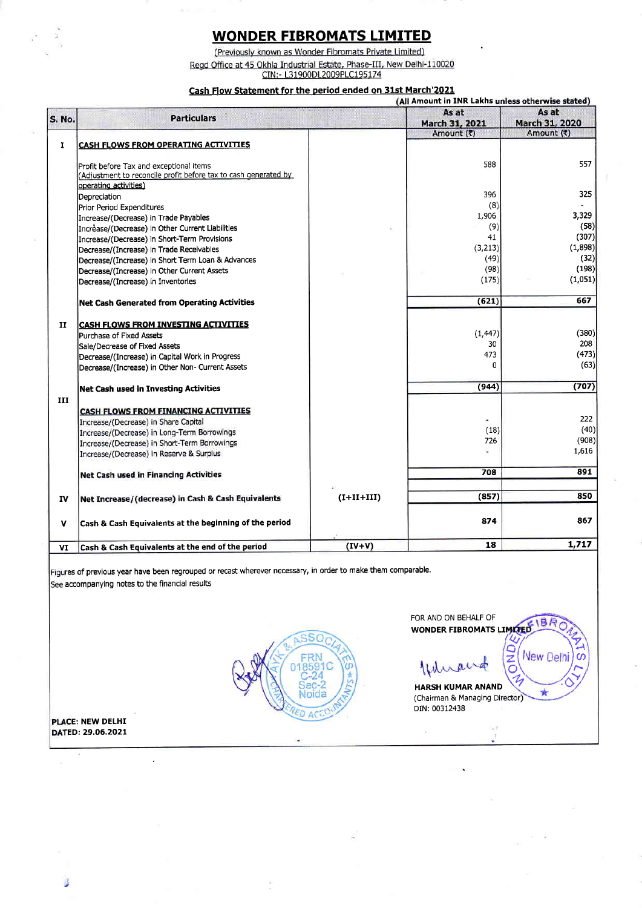# WONDER FIBROMATS LIMITED

(Previously known as Wonder Fibromats Private Limited)

Regd Office at 45 Okhla Industrial Estate, Phase-III, New Delhi-110020

CIN:- L31900DL2009PLC195174

## Cash Flow Statement for the period ended on 31st March'2021

(All Amount in INR Lakhs unless otherwise stated)

| S. No. | Particulars | | As at March 31, 2021 Amount (₹) | As at March 31, 2020 Amount (₹) |
|---|---|---|---|---|
| I | **CASH FLOWS FROM OPERATING ACTIVITIES** | | | |
| | Profit before Tax and exceptional items | | 588 | 557 |
| | (Adjustment to reconcile profit before tax to cash generated by operating activities) | | | |
| | Depreciation | | 396 | 325 |
| | Prior Period Expenditures | | (8) | - |
| | Increase/(Decrease) in Trade Payables | | 1,906 | 3,329 |
| | Increase/(Decrease) in Other Current Liabilities | | (9) | (58) |
| | Increase/(Decrease) in Short-Term Provisions | | 41 | (307) |
| | Decrease/(Increase) in Trade Receivables | | (3,213) | (1,898) |
| | Decrease/(Increase) in Short Term Loan & Advances | | (49) | (32) |
| | Decrease/(Increase) in Other Current Assets | | (98) | (198) |
| | Decrease/(Increase) in Inventories | | (175) | (1,051) |
| | **Net Cash Generated from Operating Activities** | | **(621)** | **667** |
| II | **CASH FLOWS FROM INVESTING ACTIVITIES** | | | |
| | Purchase of Fixed Assets | | (1,447) | (380) |
| | Sale/Decrease of Fixed Assets | | 30 | 208 |
| | Decrease/(Increase) in Capital Work in Progress | | 473 | (473) |
| | Decrease/(Increase) in Other Non- Current Assets | | 0 | (63) |
| | **Net Cash used in Investing Activities** | | **(944)** | **(707)** |
| III | **CASH FLOWS FROM FINANCING ACTIVITIES** | | | |
| | Increase/(Decrease) in Share Capital | | - | 222 |
| | Increase/(Decrease) in Long-Term Borrowings | | (18) | (40) |
| | Increase/(Decrease) in Short-Term Borrowings | | 726 | (908) |
| | Increase/(Decrease) in Reserve & Surplus | | - | 1,616 |
| | **Net Cash used in Financing Activities** | | **708** | **891** |
| IV | **Net Increase/(decrease) in Cash & Cash Equivalents** | (I+II+III) | **(857)** | **850** |
| V | **Cash & Cash Equivalents at the beginning of the period** | | **874** | **867** |
| VI | **Cash & Cash Equivalents at the end of the period** | (IV+V) | **18** | **1,717** |

Figures of previous year have been regrouped or recast wherever necessary, in order to make them comparable.

See accompanying notes to the financial results

FOR AND ON BEHALF OF
**WONDER FIBROMATS LIMITED**

**HARSH KUMAR ANAND**
(Chairman & Managing Director)
DIN: 00312438

**PLACE: NEW DELHI**
**DATED: 29.06.2021**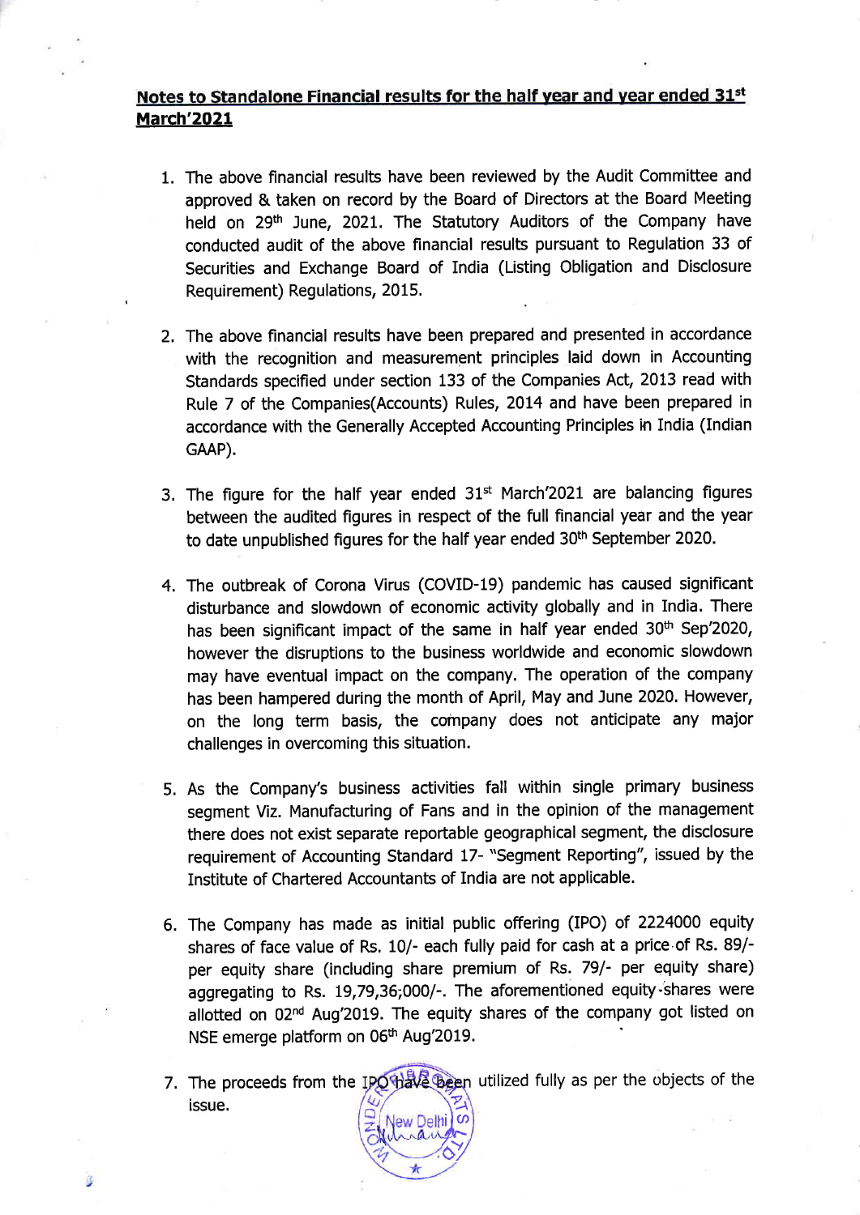## Notes to Standalone Financial results for the half year and year ended 31st March'2021

1. The above financial results have been reviewed by the Audit Committee and approved & taken on record by the Board of Directors at the Board Meeting held on 29th June, 2021. The Statutory Auditors of the Company have conducted audit of the above financial results pursuant to Regulation 33 of Securities and Exchange Board of India (Listing Obligation and Disclosure Requirement) Regulations, 2015.

2. The above financial results have been prepared and presented in accordance with the recognition and measurement principles laid down in Accounting Standards specified under section 133 of the Companies Act, 2013 read with Rule 7 of the Companies(Accounts) Rules, 2014 and have been prepared in accordance with the Generally Accepted Accounting Principles in India (Indian GAAP).

3. The figure for the half year ended 31st March'2021 are balancing figures between the audited figures in respect of the full financial year and the year to date unpublished figures for the half year ended 30th September 2020.

4. The outbreak of Corona Virus (COVID-19) pandemic has caused significant disturbance and slowdown of economic activity globally and in India. There has been significant impact of the same in half year ended 30th Sep'2020, however the disruptions to the business worldwide and economic slowdown may have eventual impact on the company. The operation of the company has been hampered during the month of April, May and June 2020. However, on the long term basis, the company does not anticipate any major challenges in overcoming this situation.

5. As the Company's business activities fall within single primary business segment Viz. Manufacturing of Fans and in the opinion of the management there does not exist separate reportable geographical segment, the disclosure requirement of Accounting Standard 17- "Segment Reporting", issued by the Institute of Chartered Accountants of India are not applicable.

6. The Company has made as initial public offering (IPO) of 2224000 equity shares of face value of Rs. 10/- each fully paid for cash at a price of Rs. 89/- per equity share (including share premium of Rs. 79/- per equity share) aggregating to Rs. 19,79,36,000/-. The aforementioned equity shares were allotted on 02nd Aug'2019. The equity shares of the company got listed on NSE emerge platform on 06th Aug'2019.

7. The proceeds from the IPO have been utilized fully as per the objects of the issue.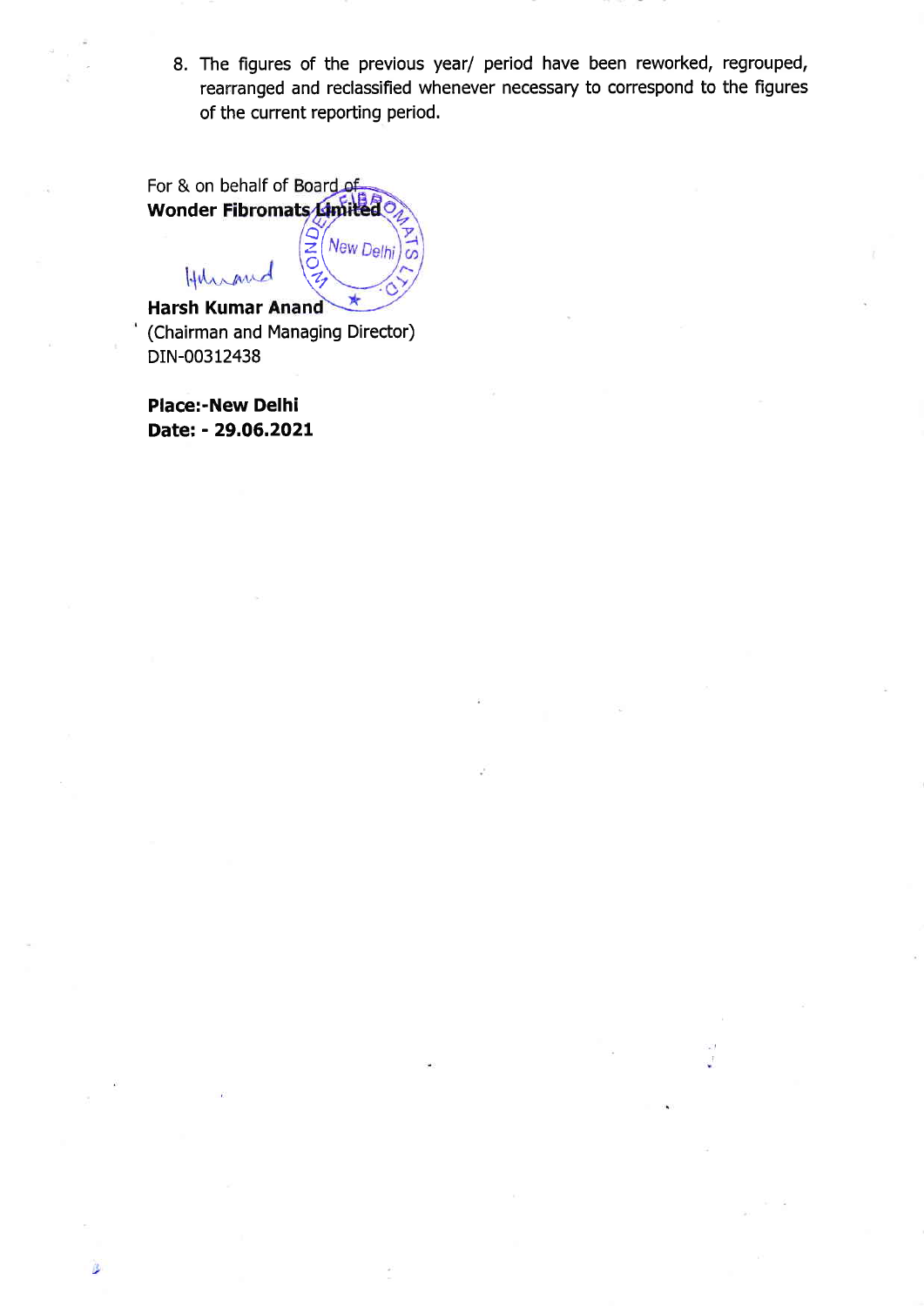8. The figures of the previous year/ period have been reworked, regrouped, rearranged and reclassified whenever necessary to correspond to the figures of the current reporting period.

For & on behalf of Board of
**Wonder Fibromats Limited**

**Harsh Kumar Anand**
(Chairman and Managing Director)
DIN-00312438

**Place:-New Delhi**
**Date: - 29.06.2021**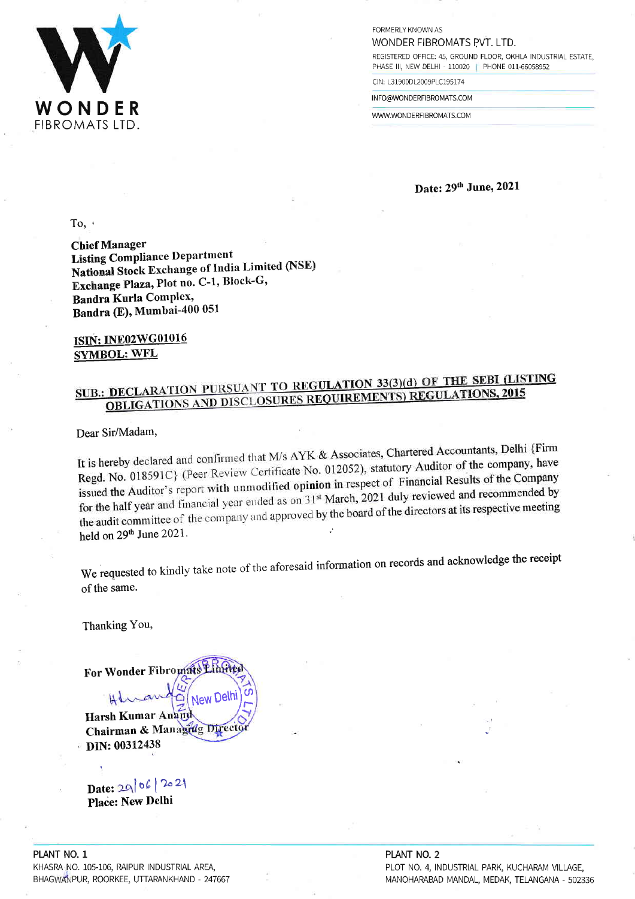**WONDER**
FIBROMATS LTD.

FORMERLY KNOWN AS
WONDER FIBROMATS PVT. LTD.
REGISTERED OFFICE: 45, GROUND FLOOR, OKHLA INDUSTRIAL ESTATE, PHASE III, NEW DELHI - 110020 | PHONE 011-66058952
CIN: L31900DL2009PLC195174
INFO@WONDERFIBROMATS.COM
WWW.WONDERFIBROMATS.COM

**Date: 29th June, 2021**

To,

**Chief Manager**
**Listing Compliance Department**
**National Stock Exchange of India Limited (NSE)**
**Exchange Plaza, Plot no. C-1, Block-G,**
**Bandra Kurla Complex,**
**Bandra (E), Mumbai-400 051**

**ISIN: INE02WG01016**
**SYMBOL: WFL**

**SUB.: DECLARATION PURSUANT TO REGULATION 33(3)(d) OF THE SEBI (LISTING OBLIGATIONS AND DISCLOSURES REQUIREMENTS) REGULATIONS, 2015**

Dear Sir/Madam,

It is hereby declared and confirmed that M/s AYK & Associates, Chartered Accountants, Delhi {Firm Regd. No. 018591C} (Peer Review Certificate No. 012052), statutory Auditor of the company, have issued the Auditor's report with **unmodified opinion** in respect of Financial Results of the Company for the half year and financial year ended as on 31st March, 2021 duly reviewed and recommended by the audit committee of the company and approved by the board of the directors at its respective meeting held on 29th June 2021.

We requested to kindly take note of the aforesaid information on records and acknowledge the receipt of the same.

Thanking You,

**For Wonder Fibromats Limited**

**Harsh Kumar Anand**
**Chairman & Managing Director**
**DIN: 00312438**

**Date:** 29/06/2021
**Place: New Delhi**

PLANT NO. 1
KHASRA NO. 105-106, RAIPUR INDUSTRIAL AREA, BHAGWANPUR, ROORKEE, UTTARAKHAND - 247667

PLANT NO. 2
PLOT NO. 4, INDUSTRIAL PARK, KUCHARAM VILLAGE, MANOHARABAD MANDAL, MEDAK, TELANGANA - 502336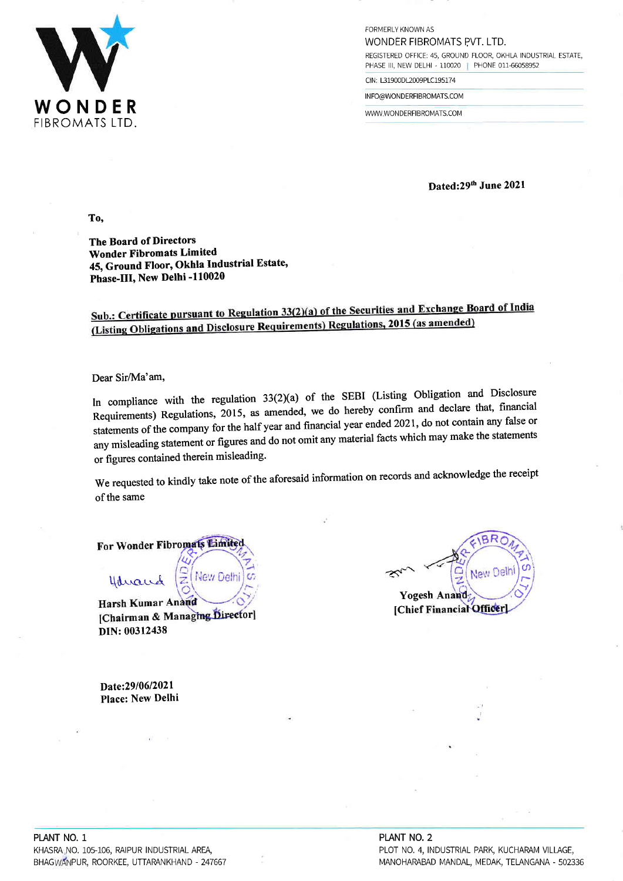**WONDER**
FIBROMATS LTD.

FORMERLY KNOWN AS
WONDER FIBROMATS PVT. LTD.
REGISTERED OFFICE: 45, GROUND FLOOR, OKHLA INDUSTRIAL ESTATE, PHASE III, NEW DELHI - 110020 | PHONE 011-66058952
CIN: L31900DL2009PLC195174
INFO@WONDERFIBROMATS.COM
WWW.WONDERFIBROMATS.COM

**Dated:29th June 2021**

**To,**

**The Board of Directors**
**Wonder Fibromats Limited**
**45, Ground Floor, Okhla Industrial Estate,**
**Phase-III, New Delhi -110020**

**Sub.: Certificate pursuant to Regulation 33(2)(a) of the Securities and Exchange Board of India (Listing Obligations and Disclosure Requirements) Regulations, 2015 (as amended)**

Dear Sir/Ma'am,

In compliance with the regulation 33(2)(a) of the SEBI (Listing Obligation and Disclosure Requirements) Regulations, 2015, as amended, we do hereby confirm and declare that, financial statements of the company for the half year and financial year ended 2021, do not contain any false or any misleading statement or figures and do not omit any material facts which may make the statements or figures contained therein misleading.

We requested to kindly take note of the aforesaid information on records and acknowledge the receipt of the same

**For Wonder Fibromats Limited**

**Harsh Kumar Anand**
**[Chairman & Managing Director]**
**DIN: 00312438**

**Yogesh Anand**
**[Chief Financial Officer]**

**Date:29/06/2021**
**Place: New Delhi**

PLANT NO. 1
KHASRA NO. 105-106, RAIPUR INDUSTRIAL AREA, BHAGWANPUR, ROORKEE, UTTARANKHAND - 247667

PLANT NO. 2
PLOT NO. 4, INDUSTRIAL PARK, KUCHARAM VILLAGE, MANOHARABAD MANDAL, MEDAK, TELANGANA - 502336